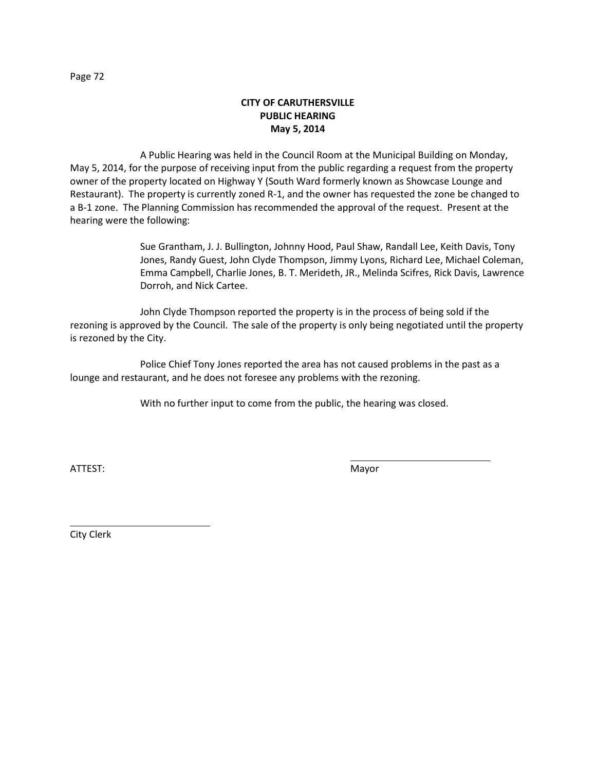**CITY OF CARUTHERSVILLE**
**PUBLIC HEARING**
**May 5, 2014**

A Public Hearing was held in the Council Room at the Municipal Building on Monday, May 5, 2014, for the purpose of receiving input from the public regarding a request from the property owner of the property located on Highway Y (South Ward formerly known as Showcase Lounge and Restaurant). The property is currently zoned R-1, and the owner has requested the zone be changed to a B-1 zone. The Planning Commission has recommended the approval of the request. Present at the hearing were the following:

> Sue Grantham, J. J. Bullington, Johnny Hood, Paul Shaw, Randall Lee, Keith Davis, Tony Jones, Randy Guest, John Clyde Thompson, Jimmy Lyons, Richard Lee, Michael Coleman, Emma Campbell, Charlie Jones, B. T. Merideth, JR., Melinda Scifres, Rick Davis, Lawrence Dorroh, and Nick Cartee.

John Clyde Thompson reported the property is in the process of being sold if the rezoning is approved by the Council. The sale of the property is only being negotiated until the property is rezoned by the City.

Police Chief Tony Jones reported the area has not caused problems in the past as a lounge and restaurant, and he does not foresee any problems with the rezoning.

With no further input to come from the public, the hearing was closed.

ATTEST: \_\_\_\_\_\_\_\_\_\_\_\_\_\_\_\_\_\_\_\_\_\_\_\_\_\_
Mayor

\_\_\_\_\_\_\_\_\_\_\_\_\_\_\_\_\_\_\_\_\_\_\_\_\_\_
City Clerk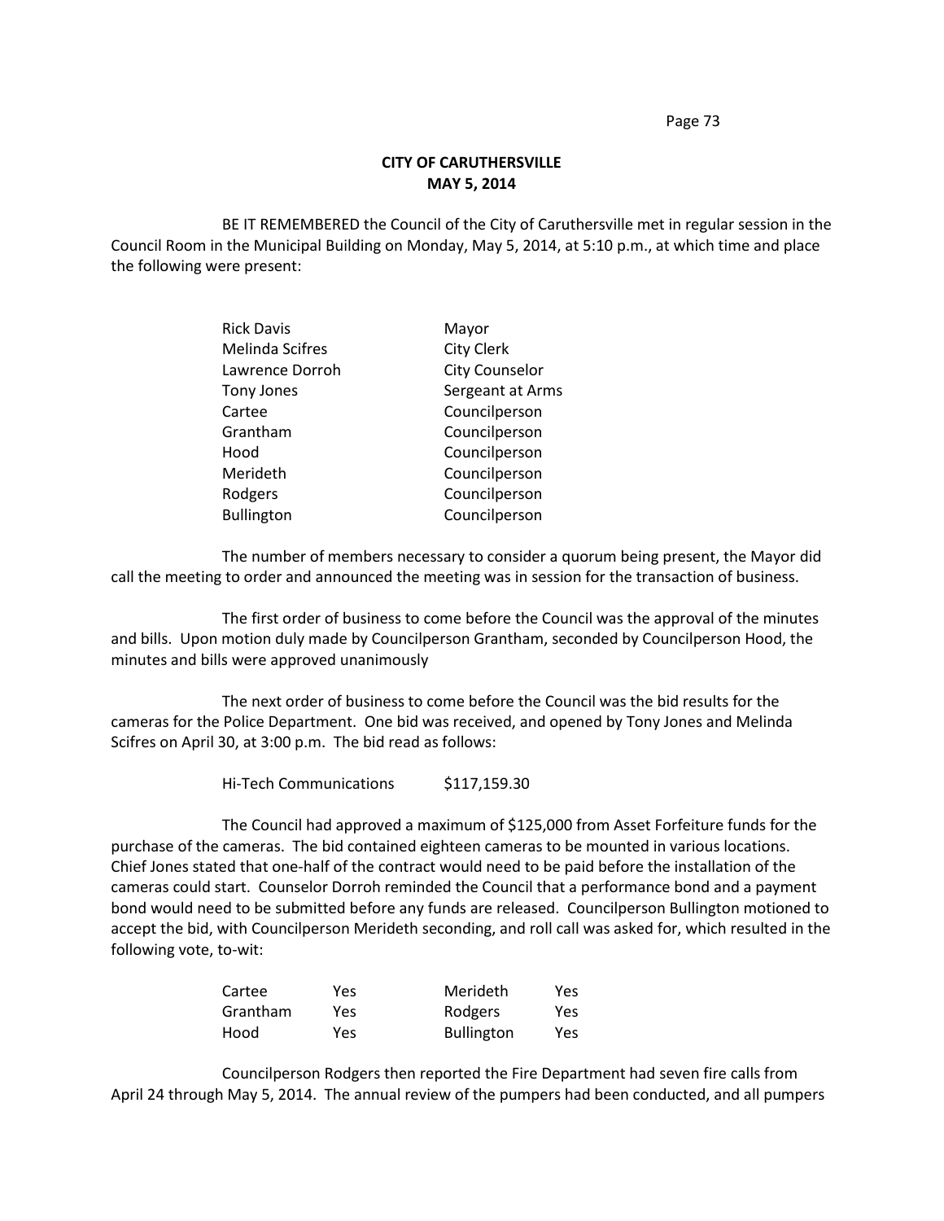**CITY OF CARUTHERSVILLE**
**MAY 5, 2014**

BE IT REMEMBERED the Council of the City of Caruthersville met in regular session in the Council Room in the Municipal Building on Monday, May 5, 2014, at 5:10 p.m., at which time and place the following were present:

| | |
|---|---|
| Rick Davis | Mayor |
| Melinda Scifres | City Clerk |
| Lawrence Dorroh | City Counselor |
| Tony Jones | Sergeant at Arms |
| Cartee | Councilperson |
| Grantham | Councilperson |
| Hood | Councilperson |
| Merideth | Councilperson |
| Rodgers | Councilperson |
| Bullington | Councilperson |

The number of members necessary to consider a quorum being present, the Mayor did call the meeting to order and announced the meeting was in session for the transaction of business.

The first order of business to come before the Council was the approval of the minutes and bills. Upon motion duly made by Councilperson Grantham, seconded by Councilperson Hood, the minutes and bills were approved unanimously

The next order of business to come before the Council was the bid results for the cameras for the Police Department. One bid was received, and opened by Tony Jones and Melinda Scifres on April 30, at 3:00 p.m. The bid read as follows:

Hi-Tech Communications $117,159.30

The Council had approved a maximum of $125,000 from Asset Forfeiture funds for the purchase of the cameras. The bid contained eighteen cameras to be mounted in various locations. Chief Jones stated that one-half of the contract would need to be paid before the installation of the cameras could start. Counselor Dorroh reminded the Council that a performance bond and a payment bond would need to be submitted before any funds are released. Councilperson Bullington motioned to accept the bid, with Councilperson Merideth seconding, and roll call was asked for, which resulted in the following vote, to-wit:

| | | | |
|---|---|---|---|
| Cartee | Yes | Merideth | Yes |
| Grantham | Yes | Rodgers | Yes |
| Hood | Yes | Bullington | Yes |

Councilperson Rodgers then reported the Fire Department had seven fire calls from April 24 through May 5, 2014. The annual review of the pumpers had been conducted, and all pumpers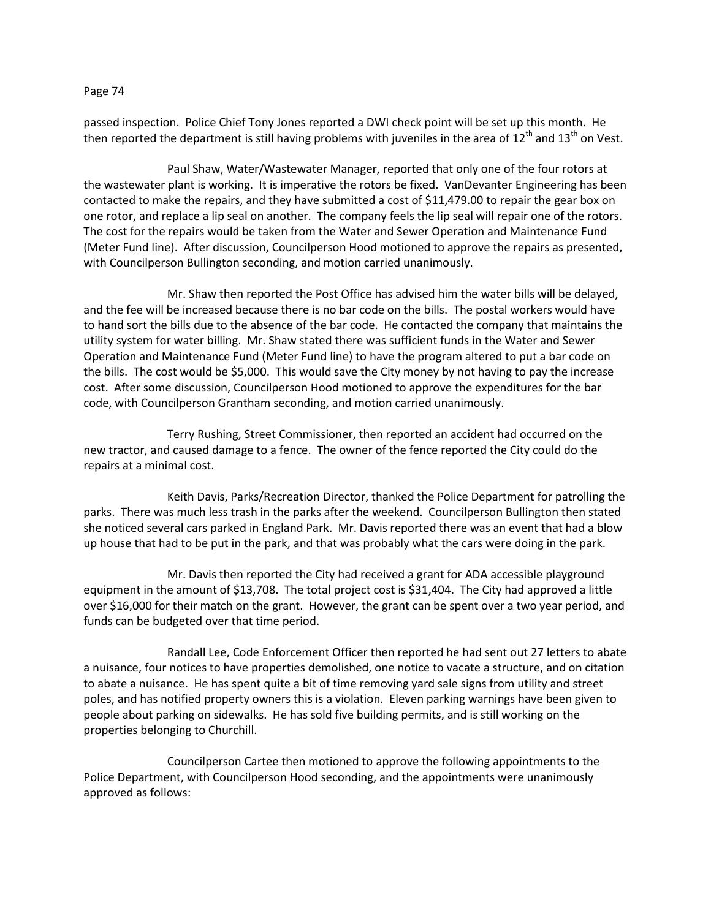passed inspection. Police Chief Tony Jones reported a DWI check point will be set up this month. He then reported the department is still having problems with juveniles in the area of 12th and 13th on Vest.

Paul Shaw, Water/Wastewater Manager, reported that only one of the four rotors at the wastewater plant is working. It is imperative the rotors be fixed. VanDevanter Engineering has been contacted to make the repairs, and they have submitted a cost of $11,479.00 to repair the gear box on one rotor, and replace a lip seal on another. The company feels the lip seal will repair one of the rotors. The cost for the repairs would be taken from the Water and Sewer Operation and Maintenance Fund (Meter Fund line). After discussion, Councilperson Hood motioned to approve the repairs as presented, with Councilperson Bullington seconding, and motion carried unanimously.

Mr. Shaw then reported the Post Office has advised him the water bills will be delayed, and the fee will be increased because there is no bar code on the bills. The postal workers would have to hand sort the bills due to the absence of the bar code. He contacted the company that maintains the utility system for water billing. Mr. Shaw stated there was sufficient funds in the Water and Sewer Operation and Maintenance Fund (Meter Fund line) to have the program altered to put a bar code on the bills. The cost would be $5,000. This would save the City money by not having to pay the increase cost. After some discussion, Councilperson Hood motioned to approve the expenditures for the bar code, with Councilperson Grantham seconding, and motion carried unanimously.

Terry Rushing, Street Commissioner, then reported an accident had occurred on the new tractor, and caused damage to a fence. The owner of the fence reported the City could do the repairs at a minimal cost.

Keith Davis, Parks/Recreation Director, thanked the Police Department for patrolling the parks. There was much less trash in the parks after the weekend. Councilperson Bullington then stated she noticed several cars parked in England Park. Mr. Davis reported there was an event that had a blow up house that had to be put in the park, and that was probably what the cars were doing in the park.

Mr. Davis then reported the City had received a grant for ADA accessible playground equipment in the amount of $13,708. The total project cost is $31,404. The City had approved a little over $16,000 for their match on the grant. However, the grant can be spent over a two year period, and funds can be budgeted over that time period.

Randall Lee, Code Enforcement Officer then reported he had sent out 27 letters to abate a nuisance, four notices to have properties demolished, one notice to vacate a structure, and on citation to abate a nuisance. He has spent quite a bit of time removing yard sale signs from utility and street poles, and has notified property owners this is a violation. Eleven parking warnings have been given to people about parking on sidewalks. He has sold five building permits, and is still working on the properties belonging to Churchill.

Councilperson Cartee then motioned to approve the following appointments to the Police Department, with Councilperson Hood seconding, and the appointments were unanimously approved as follows: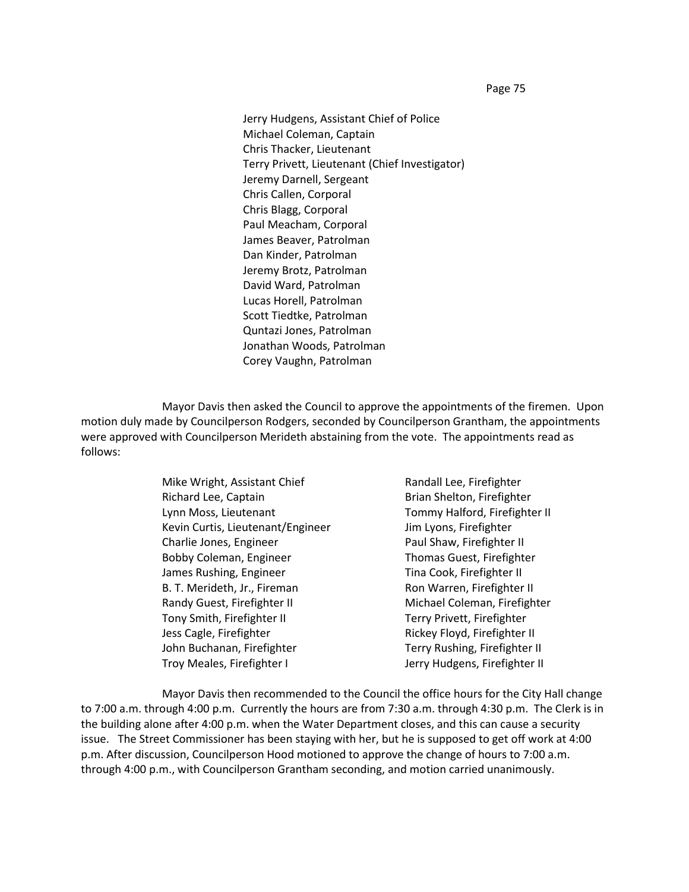Jerry Hudgens, Assistant Chief of Police
Michael Coleman, Captain
Chris Thacker, Lieutenant
Terry Privett, Lieutenant (Chief Investigator)
Jeremy Darnell, Sergeant
Chris Callen, Corporal
Chris Blagg, Corporal
Paul Meacham, Corporal
James Beaver, Patrolman
Dan Kinder, Patrolman
Jeremy Brotz, Patrolman
David Ward, Patrolman
Lucas Horell, Patrolman
Scott Tiedtke, Patrolman
Quntazi Jones, Patrolman
Jonathan Woods, Patrolman
Corey Vaughn, Patrolman

Mayor Davis then asked the Council to approve the appointments of the firemen. Upon motion duly made by Councilperson Rodgers, seconded by Councilperson Grantham, the appointments were approved with Councilperson Merideth abstaining from the vote. The appointments read as follows:

Mike Wright, Assistant Chief
Richard Lee, Captain
Lynn Moss, Lieutenant
Kevin Curtis, Lieutenant/Engineer
Charlie Jones, Engineer
Bobby Coleman, Engineer
James Rushing, Engineer
B. T. Merideth, Jr., Fireman
Randy Guest, Firefighter II
Tony Smith, Firefighter II
Jess Cagle, Firefighter
John Buchanan, Firefighter
Troy Meales, Firefighter I
Randall Lee, Firefighter
Brian Shelton, Firefighter
Tommy Halford, Firefighter II
Jim Lyons, Firefighter
Paul Shaw, Firefighter II
Thomas Guest, Firefighter
Tina Cook, Firefighter II
Ron Warren, Firefighter II
Michael Coleman, Firefighter
Terry Privett, Firefighter
Rickey Floyd, Firefighter II
Terry Rushing, Firefighter II
Jerry Hudgens, Firefighter II

Mayor Davis then recommended to the Council the office hours for the City Hall change to 7:00 a.m. through 4:00 p.m. Currently the hours are from 7:30 a.m. through 4:30 p.m. The Clerk is in the building alone after 4:00 p.m. when the Water Department closes, and this can cause a security issue. The Street Commissioner has been staying with her, but he is supposed to get off work at 4:00 p.m. After discussion, Councilperson Hood motioned to approve the change of hours to 7:00 a.m. through 4:00 p.m., with Councilperson Grantham seconding, and motion carried unanimously.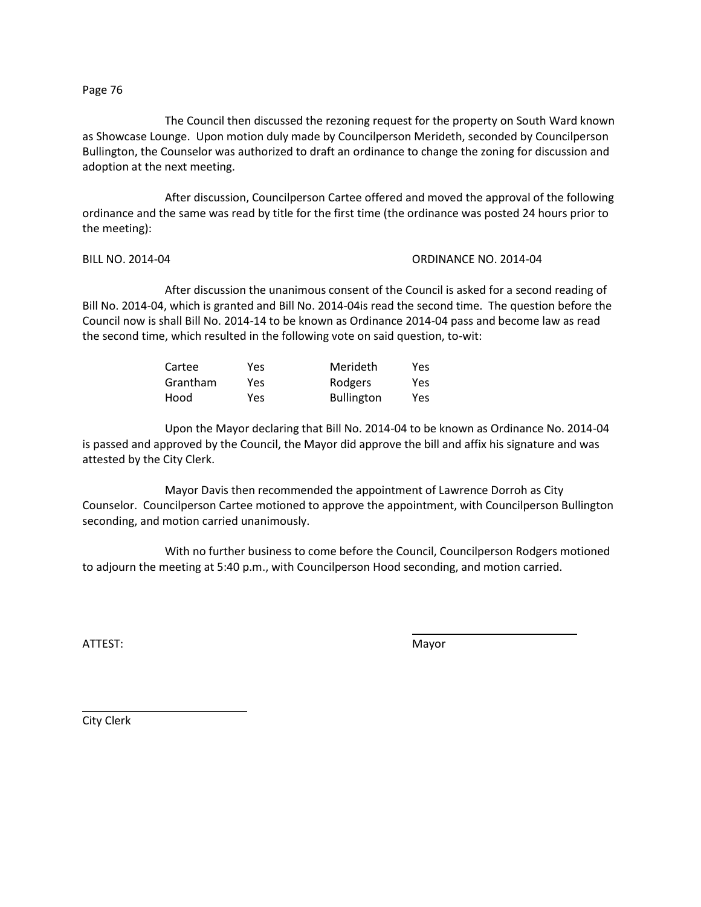The Council then discussed the rezoning request for the property on South Ward known as Showcase Lounge. Upon motion duly made by Councilperson Merideth, seconded by Councilperson Bullington, the Counselor was authorized to draft an ordinance to change the zoning for discussion and adoption at the next meeting.

After discussion, Councilperson Cartee offered and moved the approval of the following ordinance and the same was read by title for the first time (the ordinance was posted 24 hours prior to the meeting):

BILL NO. 2014-04 ORDINANCE NO. 2014-04

After discussion the unanimous consent of the Council is asked for a second reading of Bill No. 2014-04, which is granted and Bill No. 2014-04is read the second time. The question before the Council now is shall Bill No. 2014-14 to be known as Ordinance 2014-04 pass and become law as read the second time, which resulted in the following vote on said question, to-wit:

| | | | |
|---|---|---|---|
| Cartee | Yes | Merideth | Yes |
| Grantham | Yes | Rodgers | Yes |
| Hood | Yes | Bullington | Yes |

Upon the Mayor declaring that Bill No. 2014-04 to be known as Ordinance No. 2014-04 is passed and approved by the Council, the Mayor did approve the bill and affix his signature and was attested by the City Clerk.

Mayor Davis then recommended the appointment of Lawrence Dorroh as City Counselor. Councilperson Cartee motioned to approve the appointment, with Councilperson Bullington seconding, and motion carried unanimously.

With no further business to come before the Council, Councilperson Rodgers motioned to adjourn the meeting at 5:40 p.m., with Councilperson Hood seconding, and motion carried.

ATTEST: \_\_\_\_\_\_\_\_\_\_\_\_\_\_\_\_\_\_\_\_\_\_\_\_\_\_\_\_
Mayor

\_\_\_\_\_\_\_\_\_\_\_\_\_\_\_\_\_\_\_\_\_\_\_\_\_\_\_\_
City Clerk